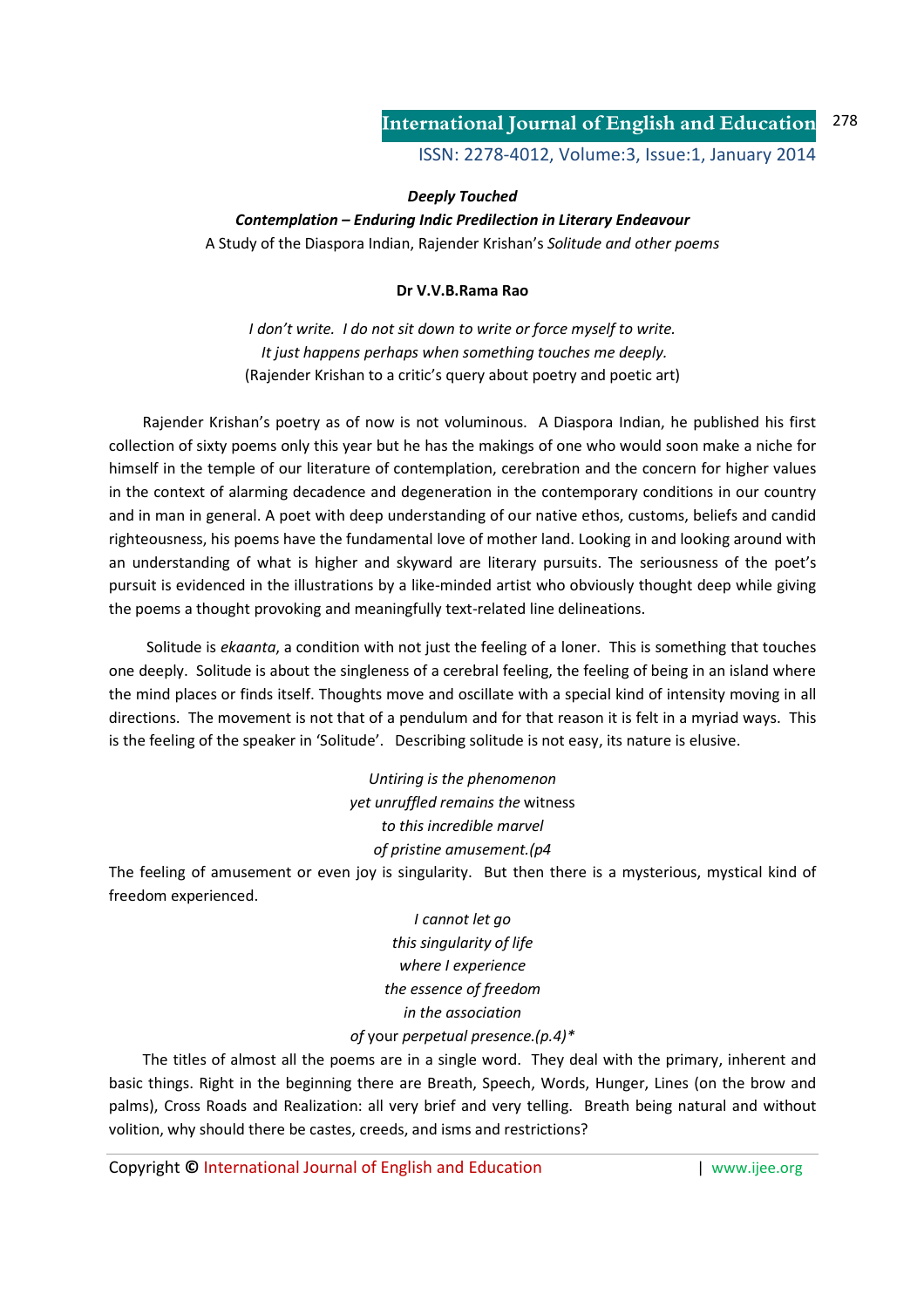***Deeply Touched***

***Contemplation – Enduring Indic Predilection in Literary Endeavour***

A Study of the Diaspora Indian, Rajender Krishan's *Solitude and other poems*

**Dr V.V.B.Rama Rao**

*I don't write. I do not sit down to write or force myself to write.*
*It just happens perhaps when something touches me deeply.*
(Rajender Krishan to a critic's query about poetry and poetic art)

Rajender Krishan's poetry as of now is not voluminous. A Diaspora Indian, he published his first collection of sixty poems only this year but he has the makings of one who would soon make a niche for himself in the temple of our literature of contemplation, cerebration and the concern for higher values in the context of alarming decadence and degeneration in the contemporary conditions in our country and in man in general. A poet with deep understanding of our native ethos, customs, beliefs and candid righteousness, his poems have the fundamental love of mother land. Looking in and looking around with an understanding of what is higher and skyward are literary pursuits. The seriousness of the poet's pursuit is evidenced in the illustrations by a like-minded artist who obviously thought deep while giving the poems a thought provoking and meaningfully text-related line delineations.

Solitude is *ekaanta*, a condition with not just the feeling of a loner. This is something that touches one deeply. Solitude is about the singleness of a cerebral feeling, the feeling of being in an island where the mind places or finds itself. Thoughts move and oscillate with a special kind of intensity moving in all directions. The movement is not that of a pendulum and for that reason it is felt in a myriad ways. This is the feeling of the speaker in 'Solitude'. Describing solitude is not easy, its nature is elusive.

*Untiring is the phenomenon*
*yet unruffled remains the* witness
*to this incredible marvel*
*of pristine amusement.(p4*

The feeling of amusement or even joy is singularity. But then there is a mysterious, mystical kind of freedom experienced.

*I cannot let go*
*this singularity of life*
*where I experience*
*the essence of freedom*
*in the association*
*of* your *perpetual presence.(p.4)\**

The titles of almost all the poems are in a single word. They deal with the primary, inherent and basic things. Right in the beginning there are Breath, Speech, Words, Hunger, Lines (on the brow and palms), Cross Roads and Realization: all very brief and very telling. Breath being natural and without volition, why should there be castes, creeds, and isms and restrictions?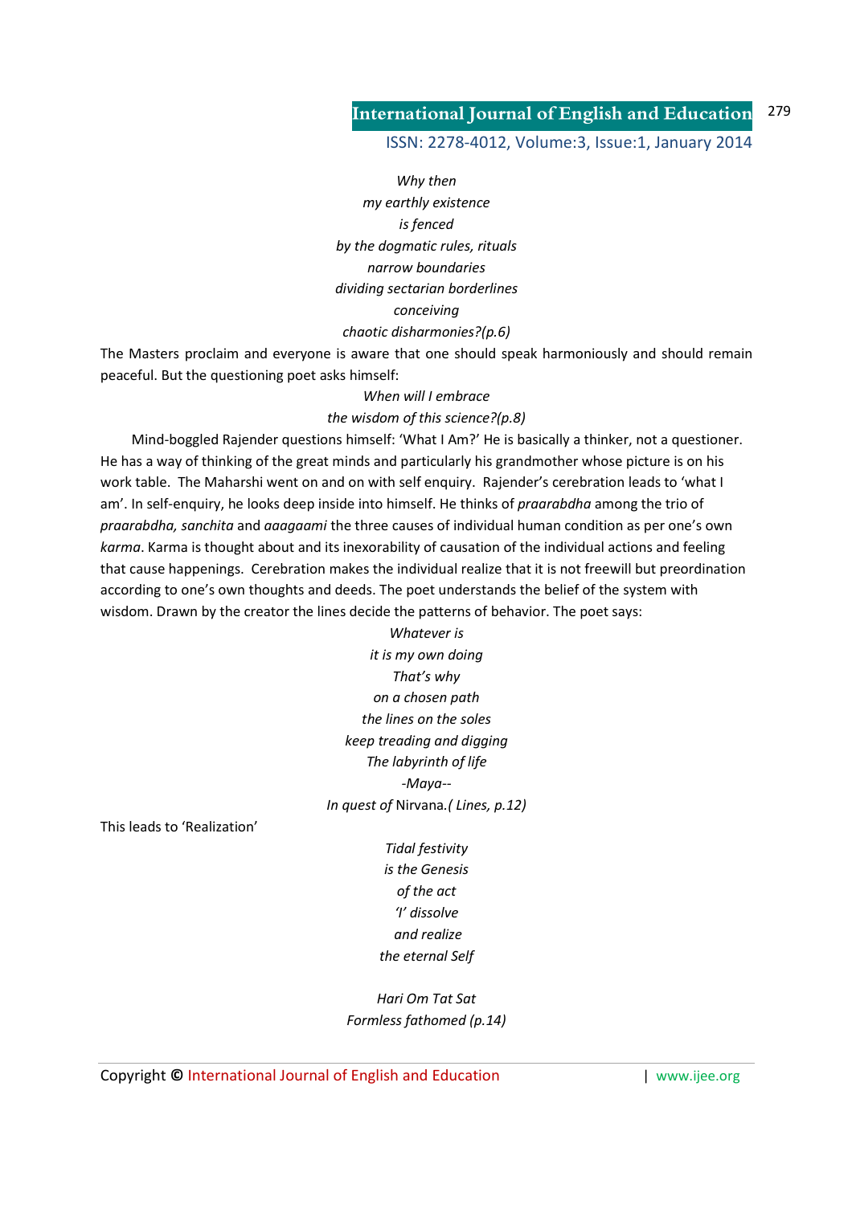*Why then*
*my earthly existence*
*is fenced*
*by the dogmatic rules, rituals*
*narrow boundaries*
*dividing sectarian borderlines*
*conceiving*
*chaotic disharmonies?(p.6)*

The Masters proclaim and everyone is aware that one should speak harmoniously and should remain peaceful. But the questioning poet asks himself:

*When will I embrace*
*the wisdom of this science?(p.8)*

Mind-boggled Rajender questions himself: 'What I Am?' He is basically a thinker, not a questioner. He has a way of thinking of the great minds and particularly his grandmother whose picture is on his work table. The Maharshi went on and on with self enquiry. Rajender's cerebration leads to 'what I am'. In self-enquiry, he looks deep inside into himself. He thinks of *praarabdha* among the trio of *praarabdha, sanchita* and *aaagaami* the three causes of individual human condition as per one's own *karma*. Karma is thought about and its inexorability of causation of the individual actions and feeling that cause happenings. Cerebration makes the individual realize that it is not freewill but preordination according to one's own thoughts and deeds. The poet understands the belief of the system with wisdom. Drawn by the creator the lines decide the patterns of behavior. The poet says:

*Whatever is*
*it is my own doing*
*That's why*
*on a chosen path*
*the lines on the soles*
*keep treading and digging*
*The labyrinth of life*
*-Maya--*
*In quest of* Nirvana.*( Lines, p.12)*

This leads to 'Realization'

*Tidal festivity*
*is the Genesis*
*of the act*
*'I' dissolve*
*and realize*
*the eternal Self*

*Hari Om Tat Sat*
*Formless fathomed (p.14)*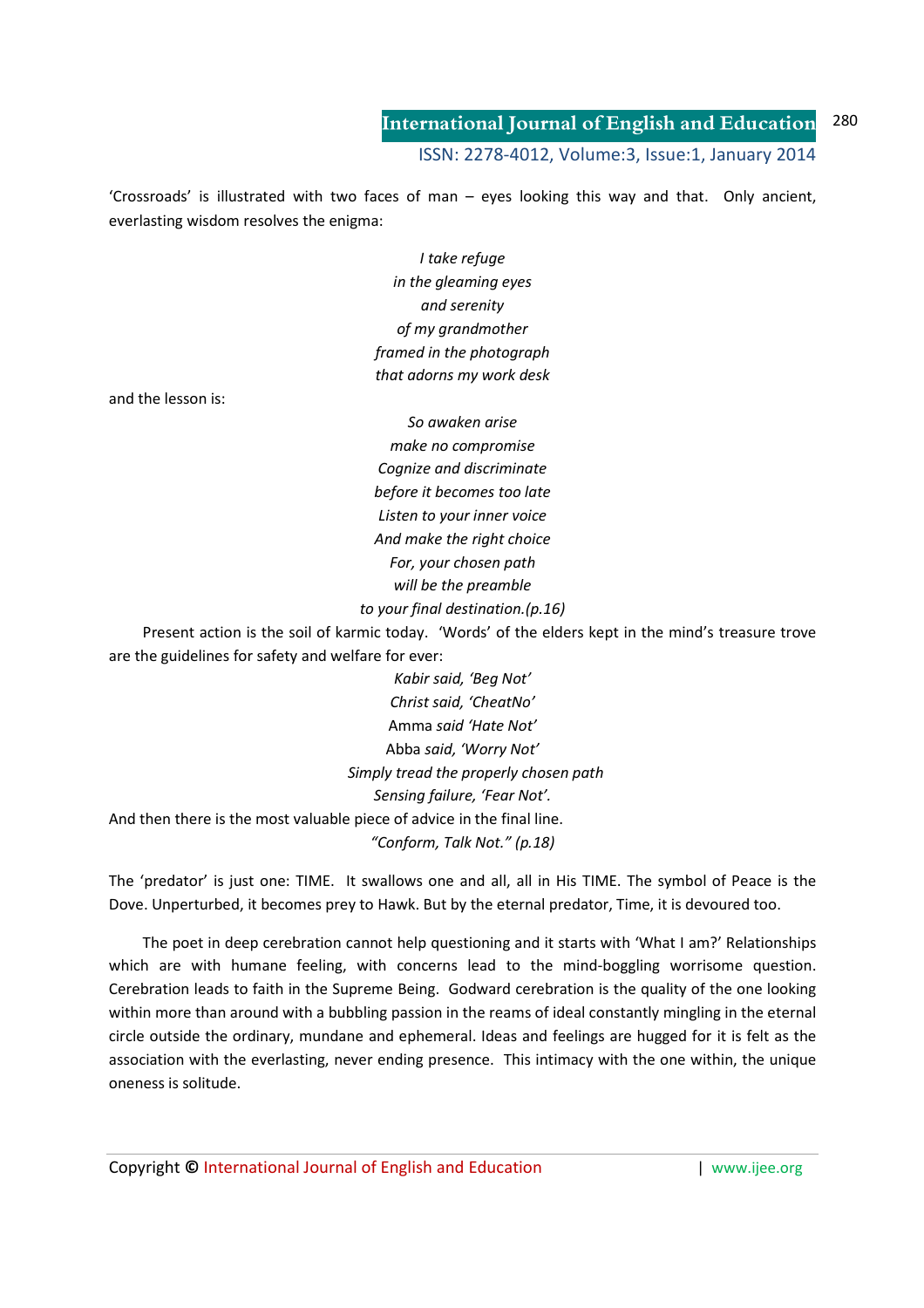'Crossroads' is illustrated with two faces of man – eyes looking this way and that. Only ancient, everlasting wisdom resolves the enigma:

*I take refuge*
*in the gleaming eyes*
*and serenity*
*of my grandmother*
*framed in the photograph*
*that adorns my work desk*

and the lesson is:

*So awaken arise*
*make no compromise*
*Cognize and discriminate*
*before it becomes too late*
*Listen to your inner voice*
*And make the right choice*
*For, your chosen path*
*will be the preamble*
*to your final destination.(p.16)*

Present action is the soil of karmic today. 'Words' of the elders kept in the mind's treasure trove are the guidelines for safety and welfare for ever:

*Kabir said, 'Beg Not'*
*Christ said, 'CheatNo'*
Amma *said 'Hate Not'*
Abba *said, 'Worry Not'*
*Simply tread the properly chosen path*
*Sensing failure, 'Fear Not'.*

And then there is the most valuable piece of advice in the final line.

*"Conform, Talk Not." (p.18)*

The 'predator' is just one: TIME. It swallows one and all, all in His TIME. The symbol of Peace is the Dove. Unperturbed, it becomes prey to Hawk. But by the eternal predator, Time, it is devoured too.

The poet in deep cerebration cannot help questioning and it starts with 'What I am?' Relationships which are with humane feeling, with concerns lead to the mind-boggling worrisome question. Cerebration leads to faith in the Supreme Being. Godward cerebration is the quality of the one looking within more than around with a bubbling passion in the reams of ideal constantly mingling in the eternal circle outside the ordinary, mundane and ephemeral. Ideas and feelings are hugged for it is felt as the association with the everlasting, never ending presence. This intimacy with the one within, the unique oneness is solitude.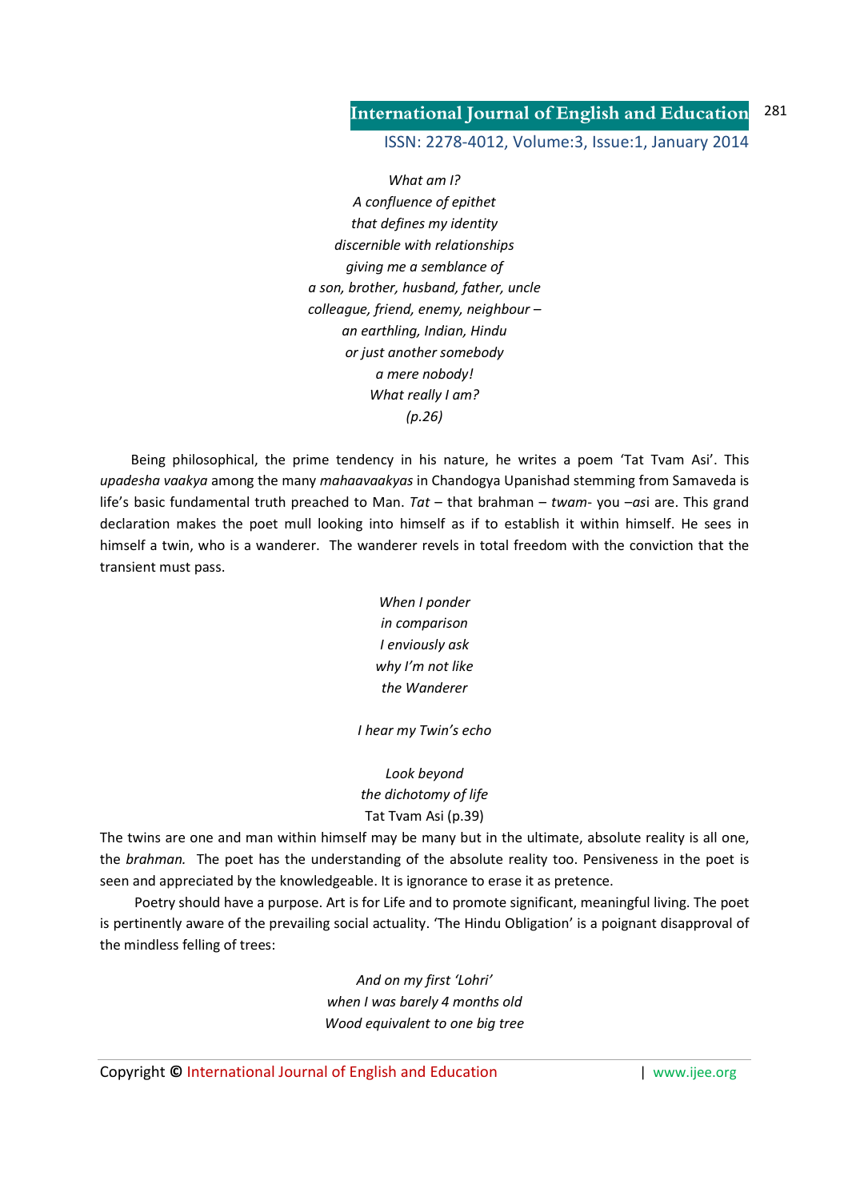*What am I?*
*A confluence of epithet*
*that defines my identity*
*discernible with relationships*
*giving me a semblance of*
*a son, brother, husband, father, uncle*
*colleague, friend, enemy, neighbour –*
*an earthling, Indian, Hindu*
*or just another somebody*
*a mere nobody!*
*What really I am?*
*(p.26)*

Being philosophical, the prime tendency in his nature, he writes a poem 'Tat Tvam Asi'. This *upadesha vaakya* among the many *mahaavaakyas* in Chandogya Upanishad stemming from Samaveda is life's basic fundamental truth preached to Man. *Tat* – that brahman – *twam*- you –*as*i are. This grand declaration makes the poet mull looking into himself as if to establish it within himself. He sees in himself a twin, who is a wanderer. The wanderer revels in total freedom with the conviction that the transient must pass.

*When I ponder*
*in comparison*
*I enviously ask*
*why I'm not like*
*the Wanderer*

*I hear my Twin's echo*

*Look beyond*
*the dichotomy of life*
Tat Tvam Asi (p.39)

The twins are one and man within himself may be many but in the ultimate, absolute reality is all one, the *brahman.* The poet has the understanding of the absolute reality too. Pensiveness in the poet is seen and appreciated by the knowledgeable. It is ignorance to erase it as pretence.

Poetry should have a purpose. Art is for Life and to promote significant, meaningful living. The poet is pertinently aware of the prevailing social actuality. 'The Hindu Obligation' is a poignant disapproval of the mindless felling of trees:

*And on my first 'Lohri'*
*when I was barely 4 months old*
*Wood equivalent to one big tree*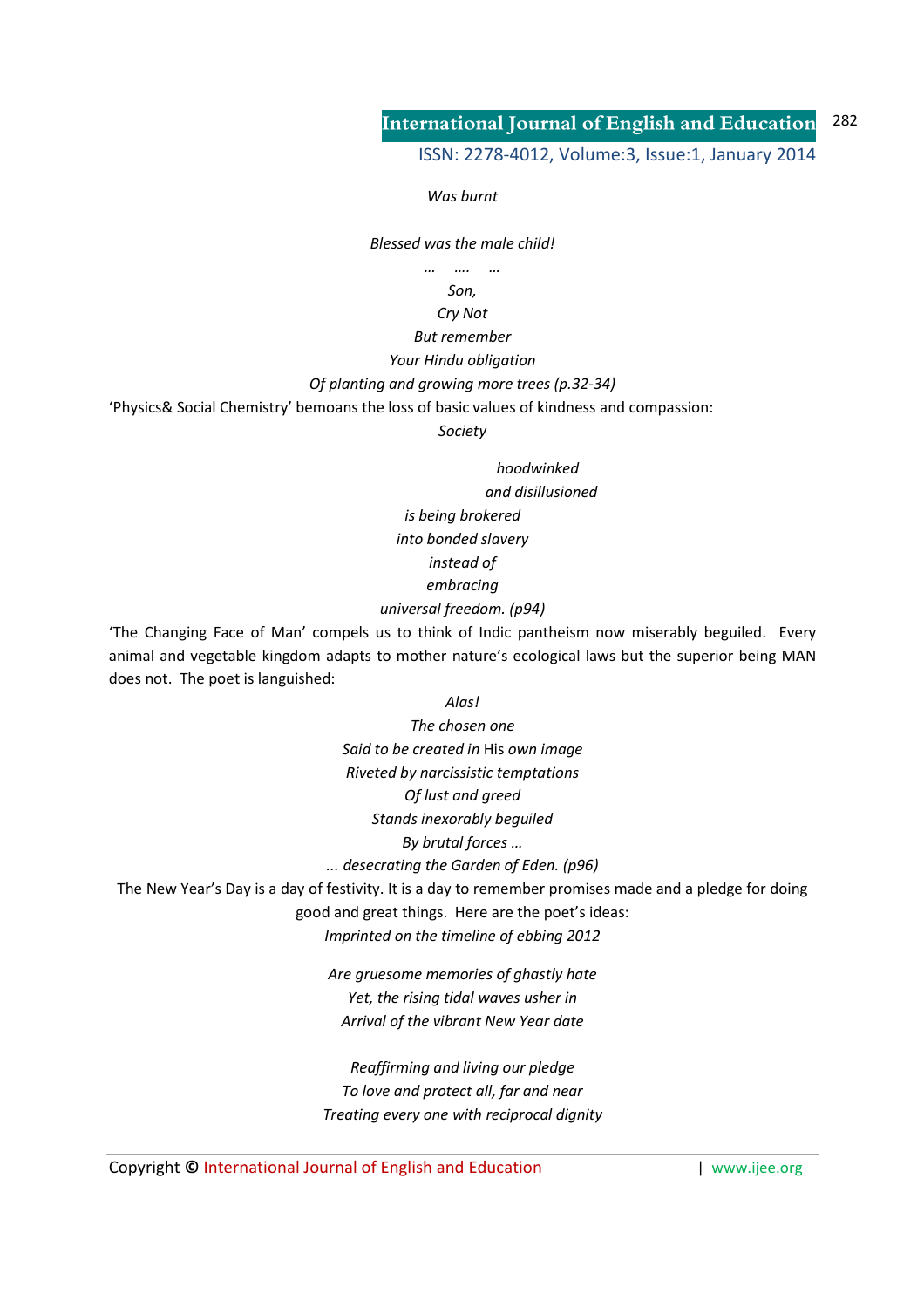*Was burnt*

*Blessed was the male child!*

*… …. …*

*Son,*
*Cry Not*
*But remember*
*Your Hindu obligation*
*Of planting and growing more trees (p.32-34)*

'Physics& Social Chemistry' bemoans the loss of basic values of kindness and compassion:

*Society*

*hoodwinked*
*and disillusioned*
*is being brokered*
*into bonded slavery*
*instead of*
*embracing*
*universal freedom. (p94)*

'The Changing Face of Man' compels us to think of Indic pantheism now miserably beguiled. Every animal and vegetable kingdom adapts to mother nature's ecological laws but the superior being MAN does not. The poet is languished:

*Alas!*
*The chosen one*
*Said to be created in* His *own image*
*Riveted by narcissistic temptations*
*Of lust and greed*
*Stands inexorably beguiled*
*By brutal forces …*
*... desecrating the Garden of Eden. (p96)*

The New Year's Day is a day of festivity. It is a day to remember promises made and a pledge for doing good and great things. Here are the poet's ideas:

*Imprinted on the timeline of ebbing 2012*

*Are gruesome memories of ghastly hate*
*Yet, the rising tidal waves usher in*
*Arrival of the vibrant New Year date*

*Reaffirming and living our pledge*
*To love and protect all, far and near*
*Treating every one with reciprocal dignity*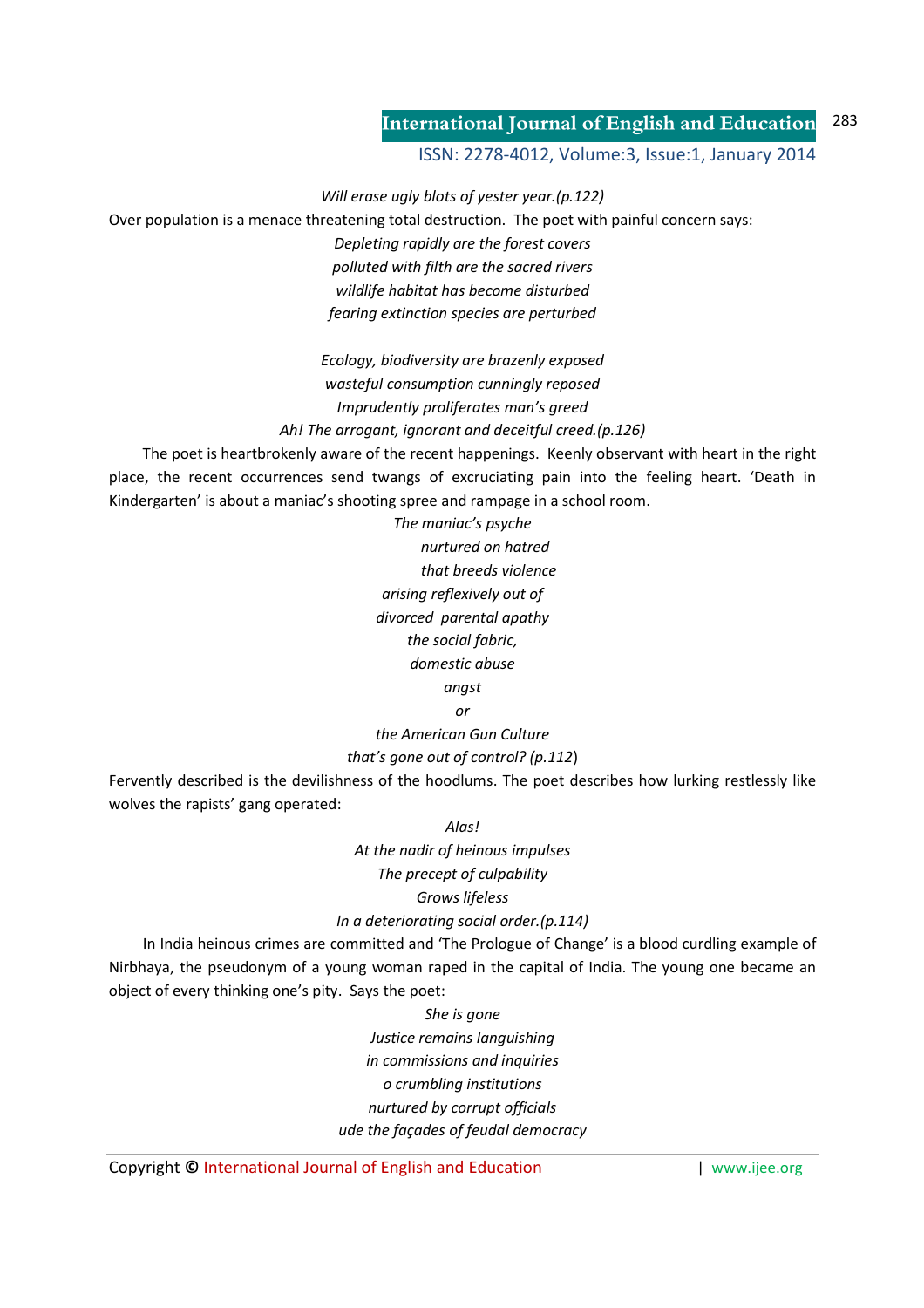*Will erase ugly blots of yester year.(p.122)*

Over population is a menace threatening total destruction. The poet with painful concern says:

*Depleting rapidly are the forest covers*
*polluted with filth are the sacred rivers*
*wildlife habitat has become disturbed*
*fearing extinction species are perturbed*

*Ecology, biodiversity are brazenly exposed*
*wasteful consumption cunningly reposed*
*Imprudently proliferates man's greed*
*Ah! The arrogant, ignorant and deceitful creed.(p.126)*

The poet is heartbrokenly aware of the recent happenings. Keenly observant with heart in the right place, the recent occurrences send twangs of excruciating pain into the feeling heart. 'Death in Kindergarten' is about a maniac's shooting spree and rampage in a school room.

*The maniac's psyche*
*nurtured on hatred*
*that breeds violence*
*arising reflexively out of*
*divorced parental apathy*
*the social fabric,*
*domestic abuse*
*angst*
*or*
*the American Gun Culture*
*that's gone out of control? (p.112)*

Fervently described is the devilishness of the hoodlums. The poet describes how lurking restlessly like wolves the rapists' gang operated:

*Alas!*
*At the nadir of heinous impulses*
*The precept of culpability*
*Grows lifeless*
*In a deteriorating social order.(p.114)*

In India heinous crimes are committed and 'The Prologue of Change' is a blood curdling example of Nirbhaya, the pseudonym of a young woman raped in the capital of India. The young one became an object of every thinking one's pity. Says the poet:

*She is gone*
*Justice remains languishing*
*in commissions and inquiries*
*o crumbling institutions*
*nurtured by corrupt officials*
*ude the façades of feudal democracy*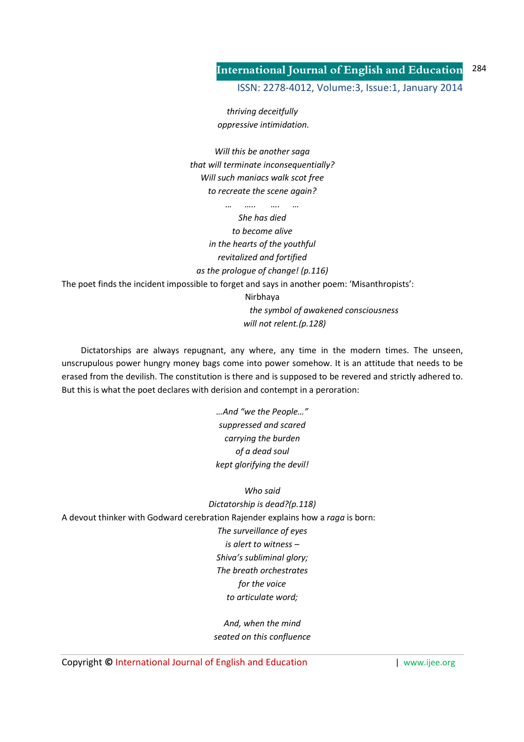*thriving deceitfully*
*oppressive intimidation.*

*Will this be another saga*
*that will terminate inconsequentially?*
*Will such maniacs walk scot free*
*to recreate the scene again?*
*… ….. …. …*
*She has died*
*to become alive*
*in the hearts of the youthful*
*revitalized and fortified*
*as the prologue of change! (p.116)*

The poet finds the incident impossible to forget and says in another poem: 'Misanthropists':

Nirbhaya
*the symbol of awakened consciousness*
*will not relent.(p.128)*

Dictatorships are always repugnant, any where, any time in the modern times. The unseen, unscrupulous power hungry money bags come into power somehow. It is an attitude that needs to be erased from the devilish. The constitution is there and is supposed to be revered and strictly adhered to. But this is what the poet declares with derision and contempt in a peroration:

*…And "we the People…"*
*suppressed and scared*
*carrying the burden*
*of a dead soul*
*kept glorifying the devil!*

*Who said*
*Dictatorship is dead?(p.118)*

A devout thinker with Godward cerebration Rajender explains how a *raga* is born:

*The surveillance of eyes*
*is alert to witness –*
*Shiva's subliminal glory;*
*The breath orchestrates*
*for the voice*
*to articulate word;*

*And, when the mind*
*seated on this confluence*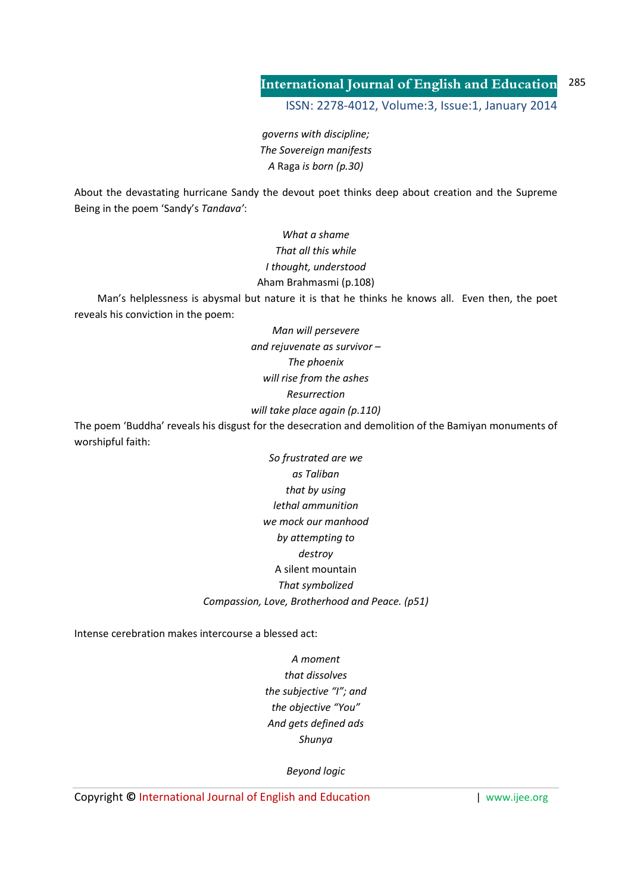*governs with discipline;*
*The Sovereign manifests*
*A* Raga *is born (p.30)*

About the devastating hurricane Sandy the devout poet thinks deep about creation and the Supreme Being in the poem 'Sandy's *Tandava'*:

*What a shame*
*That all this while*
*I thought, understood*
Aham Brahmasmi (p.108)

Man's helplessness is abysmal but nature it is that he thinks he knows all. Even then, the poet reveals his conviction in the poem:

*Man will persevere*
*and rejuvenate as survivor –*
*The phoenix*
*will rise from the ashes*
*Resurrection*
*will take place again (p.110)*

The poem 'Buddha' reveals his disgust for the desecration and demolition of the Bamiyan monuments of worshipful faith:

*So frustrated are we*
*as Taliban*
*that by using*
*lethal ammunition*
*we mock our manhood*
*by attempting to*
*destroy*
A silent mountain
*That symbolized*
*Compassion, Love, Brotherhood and Peace. (p51)*

Intense cerebration makes intercourse a blessed act:

*A moment*
*that dissolves*
*the subjective "I"; and*
*the objective "You"*
*And gets defined ads*
*Shunya*

*Beyond logic*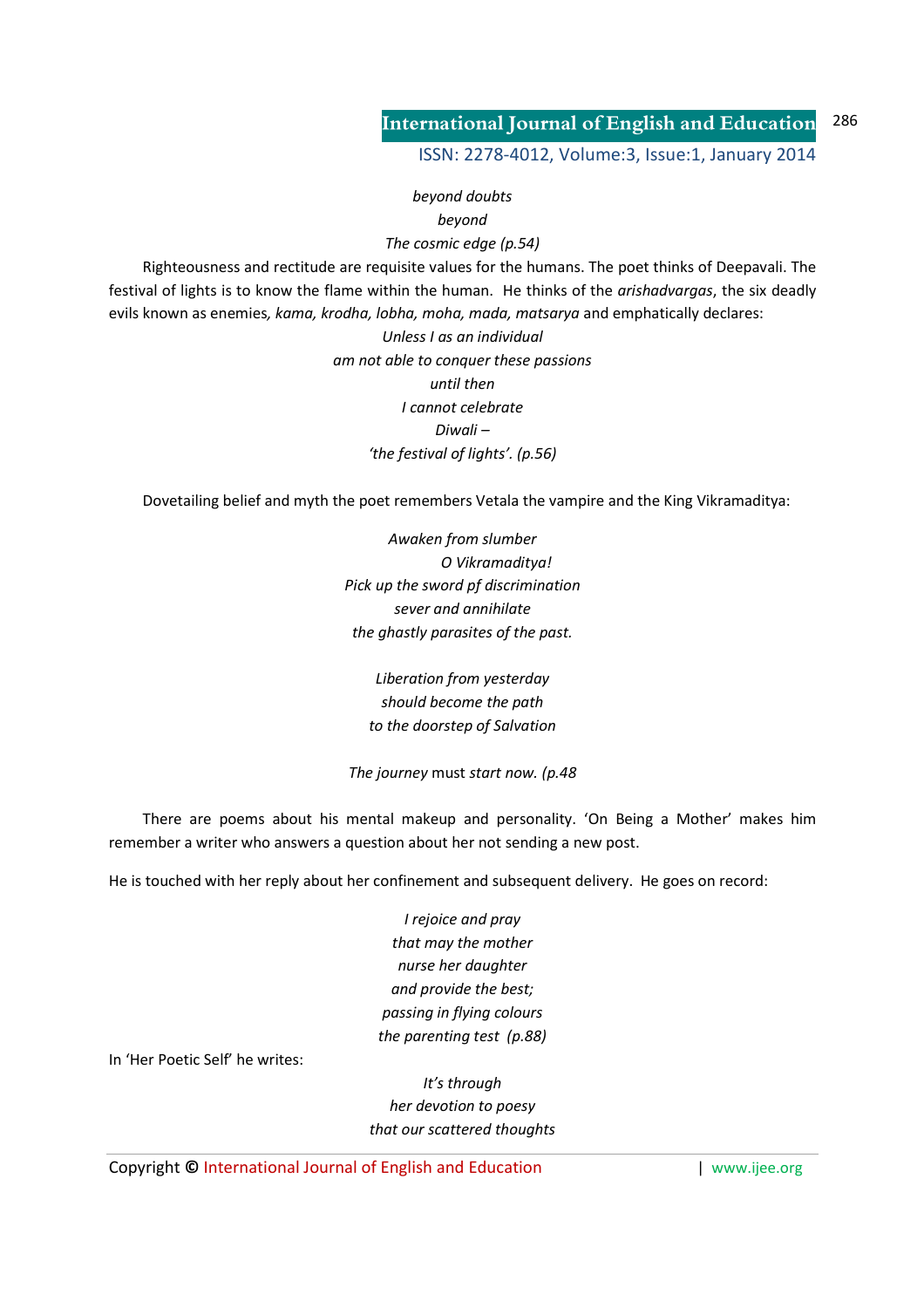*beyond doubts*

*beyond*

*The cosmic edge (p.54)*

Righteousness and rectitude are requisite values for the humans. The poet thinks of Deepavali. The festival of lights is to know the flame within the human. He thinks of the *arishadvargas*, the six deadly evils known as enemies*, kama, krodha, lobha, moha, mada, matsarya* and emphatically declares:

*Unless I as an individual*

*am not able to conquer these passions*

*until then*

*I cannot celebrate*

*Diwali –*

*'the festival of lights'. (p.56)*

Dovetailing belief and myth the poet remembers Vetala the vampire and the King Vikramaditya:

*Awaken from slumber*

*O Vikramaditya!*

*Pick up the sword pf discrimination*

*sever and annihilate*

*the ghastly parasites of the past.*

*Liberation from yesterday*

*should become the path*

*to the doorstep of Salvation*

*The journey* must *start now. (p.48*

There are poems about his mental makeup and personality. 'On Being a Mother' makes him remember a writer who answers a question about her not sending a new post.

He is touched with her reply about her confinement and subsequent delivery. He goes on record:

*I rejoice and pray*

*that may the mother*

*nurse her daughter*

*and provide the best;*

*passing in flying colours*

*the parenting test (p.88)*

In 'Her Poetic Self' he writes:

*It's through*

*her devotion to poesy*

*that our scattered thoughts*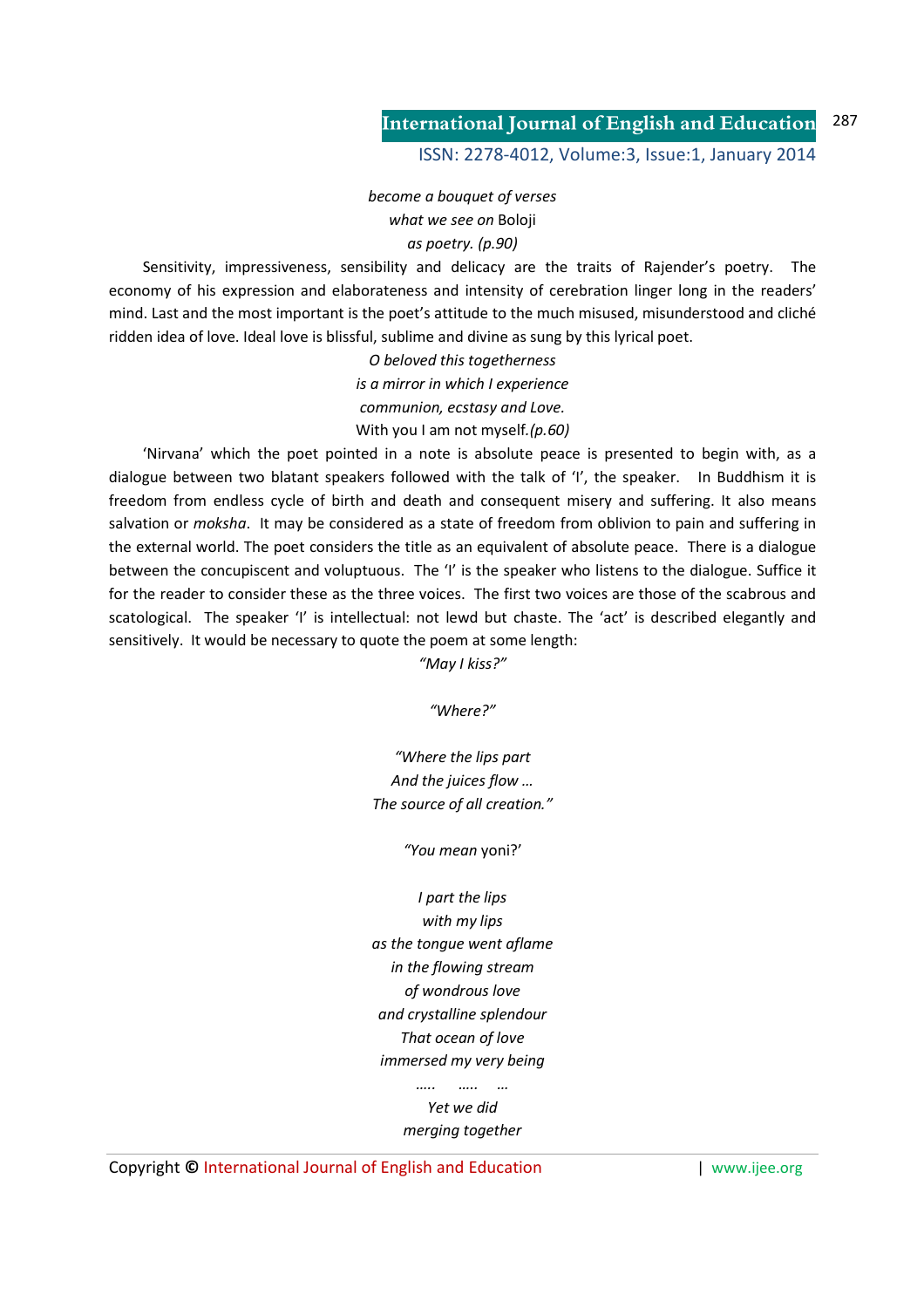*become a bouquet of verses*
*what we see on* Boloji
*as poetry. (p.90)*

Sensitivity, impressiveness, sensibility and delicacy are the traits of Rajender's poetry. The economy of his expression and elaborateness and intensity of cerebration linger long in the readers' mind. Last and the most important is the poet's attitude to the much misused, misunderstood and cliché ridden idea of love. Ideal love is blissful, sublime and divine as sung by this lyrical poet.

*O beloved this togetherness*
*is a mirror in which I experience*
*communion, ecstasy and Love.*
With you I am not myself.*(p.60)*

'Nirvana' which the poet pointed in a note is absolute peace is presented to begin with, as a dialogue between two blatant speakers followed with the talk of 'I', the speaker. In Buddhism it is freedom from endless cycle of birth and death and consequent misery and suffering. It also means salvation or *moksha*. It may be considered as a state of freedom from oblivion to pain and suffering in the external world. The poet considers the title as an equivalent of absolute peace. There is a dialogue between the concupiscent and voluptuous. The 'I' is the speaker who listens to the dialogue. Suffice it for the reader to consider these as the three voices. The first two voices are those of the scabrous and scatological. The speaker 'I' is intellectual: not lewd but chaste. The 'act' is described elegantly and sensitively. It would be necessary to quote the poem at some length:

*"May I kiss?"*

*"Where?"*

*"Where the lips part*
*And the juices flow …*
*The source of all creation."*

*"You mean* yoni?'

*I part the lips*
*with my lips*
*as the tongue went aflame*
*in the flowing stream*
*of wondrous love*
*and crystalline splendour*
*That ocean of love*
*immersed my very being*
*….. ….. …*
*Yet we did*
*merging together*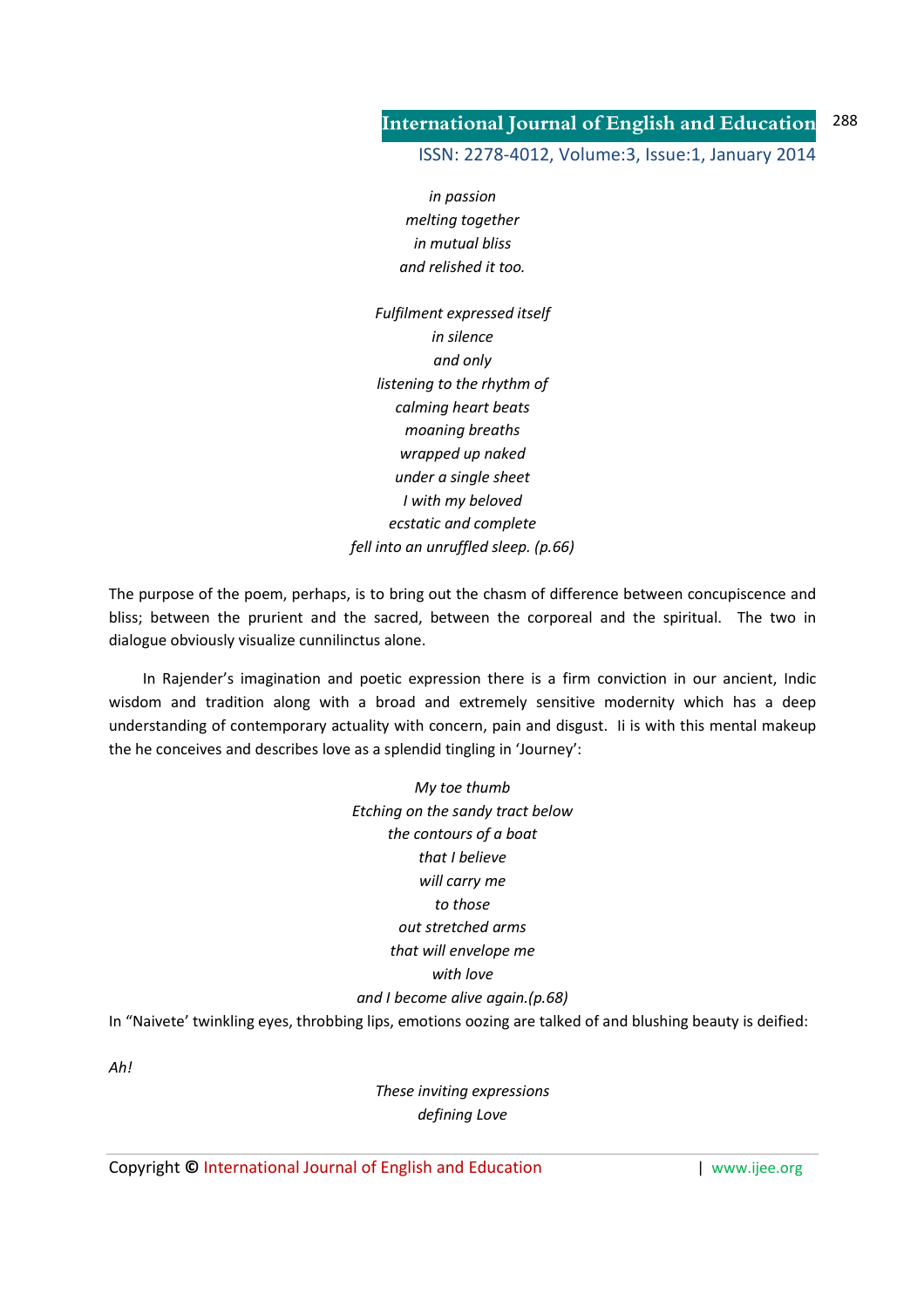*in passion*
*melting together*
*in mutual bliss*
*and relished it too.*

*Fulfilment expressed itself*
*in silence*
*and only*
*listening to the rhythm of*
*calming heart beats*
*moaning breaths*
*wrapped up naked*
*under a single sheet*
*I with my beloved*
*ecstatic and complete*
*fell into an unruffled sleep. (p.66)*

The purpose of the poem, perhaps, is to bring out the chasm of difference between concupiscence and bliss; between the prurient and the sacred, between the corporeal and the spiritual. The two in dialogue obviously visualize cunnilinctus alone.

In Rajender's imagination and poetic expression there is a firm conviction in our ancient, Indic wisdom and tradition along with a broad and extremely sensitive modernity which has a deep understanding of contemporary actuality with concern, pain and disgust. Ii is with this mental makeup the he conceives and describes love as a splendid tingling in 'Journey':

*My toe thumb*
*Etching on the sandy tract below*
*the contours of a boat*
*that I believe*
*will carry me*
*to those*
*out stretched arms*
*that will envelope me*
*with love*
*and I become alive again.(p.68)*

In "Naivete' twinkling eyes, throbbing lips, emotions oozing are talked of and blushing beauty is deified:

*Ah!*

*These inviting expressions*
*defining Love*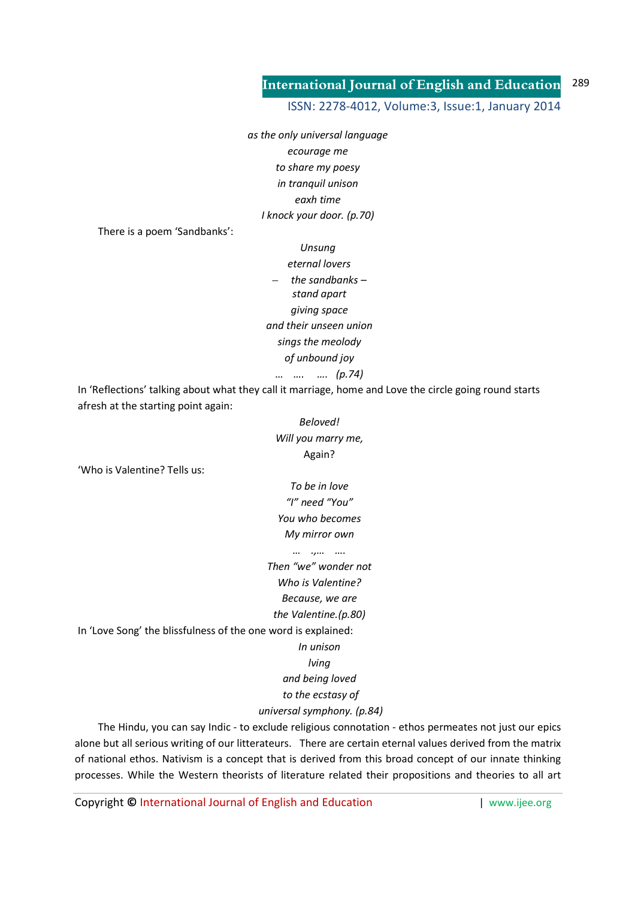*as the only universal language*
*ecourage me*
*to share my poesy*
*in tranquil unison*
*eaxh time*
*I knock your door. (p.70)*

There is a poem 'Sandbanks':

*Unsung*
*eternal lovers*
*– the sandbanks –*
*stand apart*
*giving space*
*and their unseen union*
*sings the meolody*
*of unbound joy*
*… …. …. (p.74)*

In 'Reflections' talking about what they call it marriage, home and Love the circle going round starts afresh at the starting point again:

*Beloved!*
*Will you marry me,*
Again?

'Who is Valentine? Tells us:

*To be in love*
*"I" need "You"*
*You who becomes*
*My mirror own*
*… .,… ….*
*Then "we" wonder not*
*Who is Valentine?*
*Because, we are*
*the Valentine.(p.80)*

In 'Love Song' the blissfulness of the one word is explained:

*In unison*
*lving*
*and being loved*
*to the ecstasy of*
*universal symphony. (p.84)*

The Hindu, you can say Indic - to exclude religious connotation - ethos permeates not just our epics alone but all serious writing of our litterateurs. There are certain eternal values derived from the matrix of national ethos. Nativism is a concept that is derived from this broad concept of our innate thinking processes. While the Western theorists of literature related their propositions and theories to all art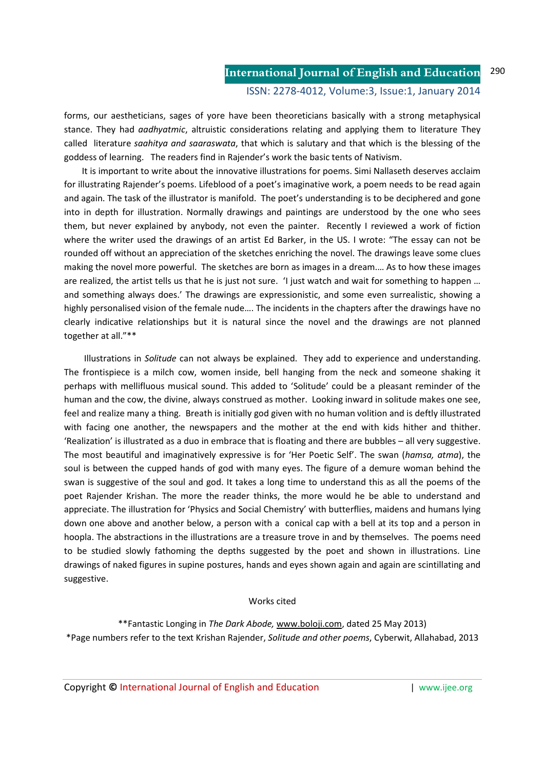forms, our aestheticians, sages of yore have been theoreticians basically with a strong metaphysical stance. They had *aadhyatmic*, altruistic considerations relating and applying them to literature They called literature *saahitya and saaraswata*, that which is salutary and that which is the blessing of the goddess of learning. The readers find in Rajender's work the basic tents of Nativism.

It is important to write about the innovative illustrations for poems. Simi Nallaseth deserves acclaim for illustrating Rajender's poems. Lifeblood of a poet's imaginative work, a poem needs to be read again and again. The task of the illustrator is manifold. The poet's understanding is to be deciphered and gone into in depth for illustration. Normally drawings and paintings are understood by the one who sees them, but never explained by anybody, not even the painter. Recently I reviewed a work of fiction where the writer used the drawings of an artist Ed Barker, in the US. I wrote: "The essay can not be rounded off without an appreciation of the sketches enriching the novel. The drawings leave some clues making the novel more powerful. The sketches are born as images in a dream.... As to how these images are realized, the artist tells us that he is just not sure. 'I just watch and wait for something to happen … and something always does.' The drawings are expressionistic, and some even surrealistic, showing a highly personalised vision of the female nude…. The incidents in the chapters after the drawings have no clearly indicative relationships but it is natural since the novel and the drawings are not planned together at all."**

Illustrations in *Solitude* can not always be explained. They add to experience and understanding. The frontispiece is a milch cow, women inside, bell hanging from the neck and someone shaking it perhaps with mellifluous musical sound. This added to 'Solitude' could be a pleasant reminder of the human and the cow, the divine, always construed as mother. Looking inward in solitude makes one see, feel and realize many a thing. Breath is initially god given with no human volition and is deftly illustrated with facing one another, the newspapers and the mother at the end with kids hither and thither. 'Realization' is illustrated as a duo in embrace that is floating and there are bubbles – all very suggestive. The most beautiful and imaginatively expressive is for 'Her Poetic Self'. The swan (*hamsa, atma*), the soul is between the cupped hands of god with many eyes. The figure of a demure woman behind the swan is suggestive of the soul and god. It takes a long time to understand this as all the poems of the poet Rajender Krishan. The more the reader thinks, the more would he be able to understand and appreciate. The illustration for 'Physics and Social Chemistry' with butterflies, maidens and humans lying down one above and another below, a person with a conical cap with a bell at its top and a person in hoopla. The abstractions in the illustrations are a treasure trove in and by themselves. The poems need to be studied slowly fathoming the depths suggested by the poet and shown in illustrations. Line drawings of naked figures in supine postures, hands and eyes shown again and again are scintillating and suggestive.

Works cited

**Fantastic Longing in *The Dark Abode,* www.boloji.com, dated 25 May 2013)

*Page numbers refer to the text Krishan Rajender, *Solitude and other poems*, Cyberwit, Allahabad, 2013